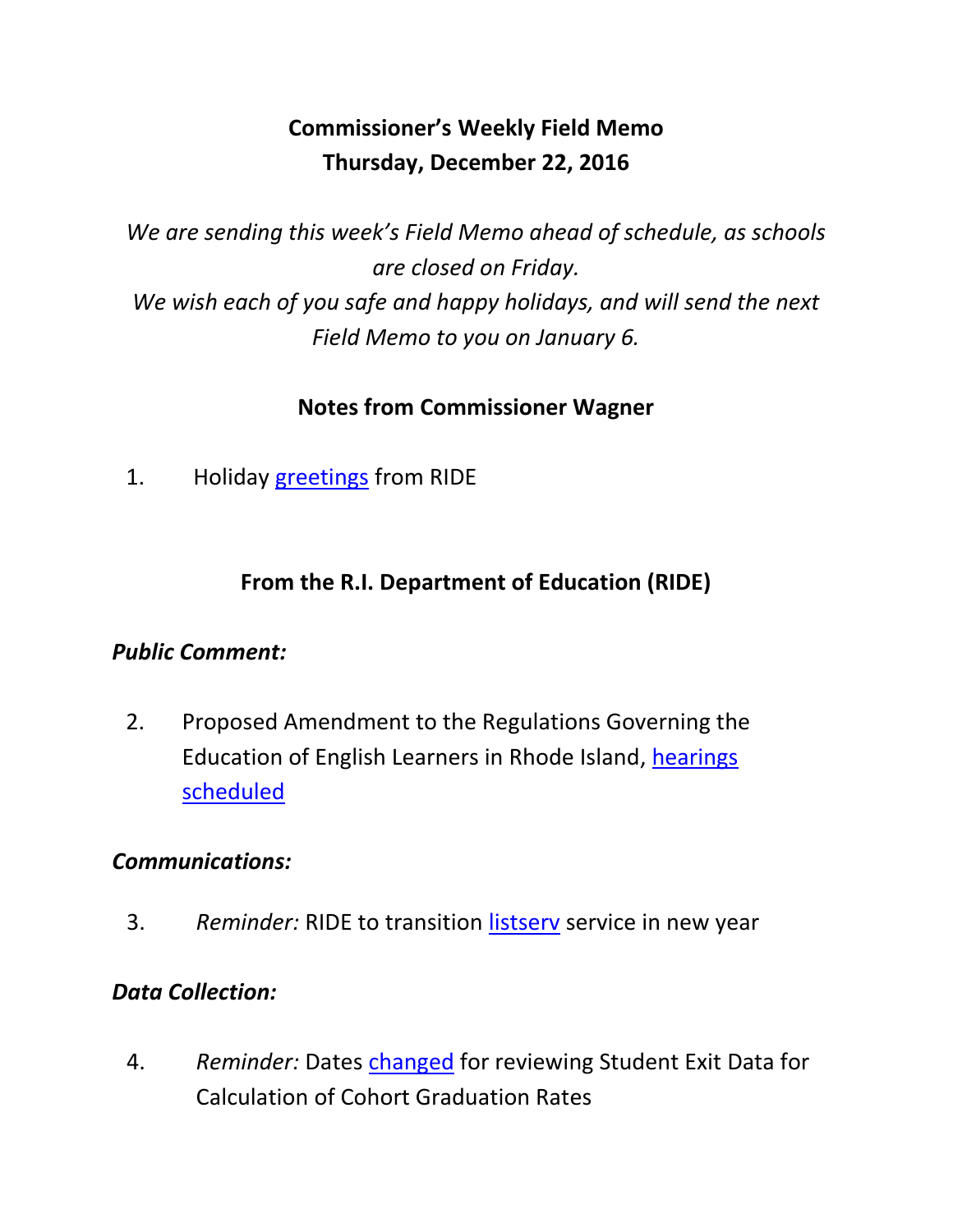# Commissioner's Weekly Field Memo
# Thursday, December 22, 2016

*We are sending this week's Field Memo ahead of schedule, as schools are closed on Friday.*
*We wish each of you safe and happy holidays, and will send the next Field Memo to you on January 6.*

## Notes from Commissioner Wagner

1. Holiday greetings from RIDE

## From the R.I. Department of Education (RIDE)

### *Public Comment:*

2. Proposed Amendment to the Regulations Governing the Education of English Learners in Rhode Island, hearings scheduled

### *Communications:*

3. *Reminder:* RIDE to transition listserv service in new year

### *Data Collection:*

4. *Reminder:* Dates changed for reviewing Student Exit Data for Calculation of Cohort Graduation Rates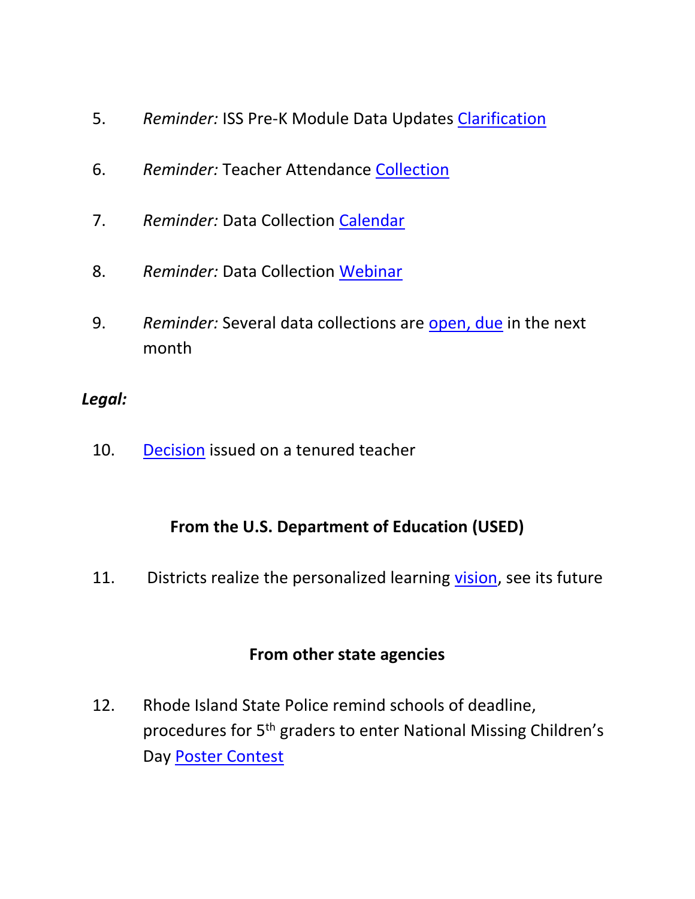5. *Reminder:* ISS Pre-K Module Data Updates Clarification

6. *Reminder:* Teacher Attendance Collection

7. *Reminder:* Data Collection Calendar

8. *Reminder:* Data Collection Webinar

9. *Reminder:* Several data collections are open, due in the next month

***Legal:***

10. Decision issued on a tenured teacher

## From the U.S. Department of Education (USED)

11. Districts realize the personalized learning vision, see its future

## From other state agencies

12. Rhode Island State Police remind schools of deadline, procedures for 5th graders to enter National Missing Children's Day Poster Contest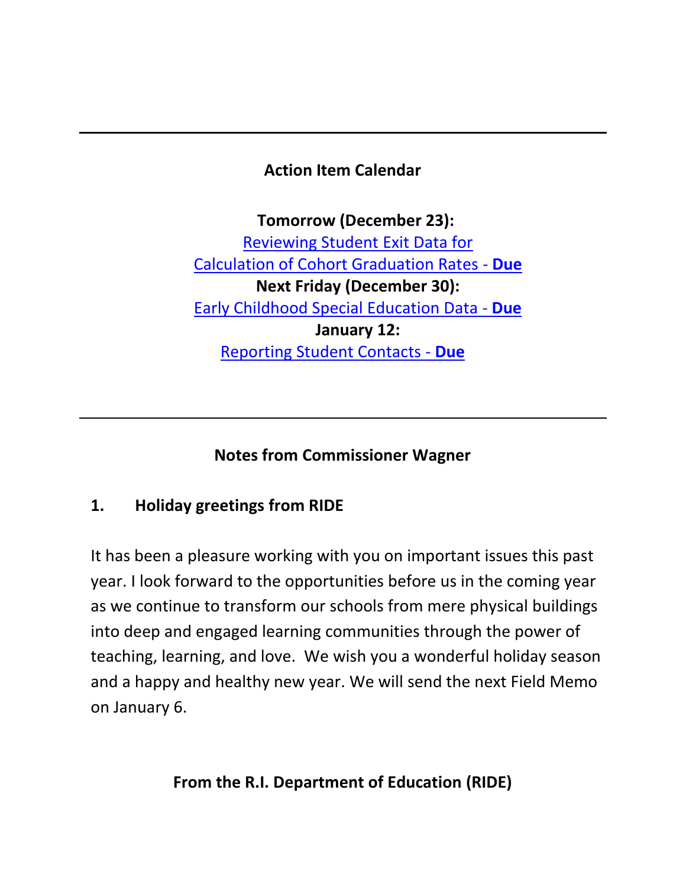---

## Action Item Calendar

**Tomorrow (December 23):**
Reviewing Student Exit Data for Calculation of Cohort Graduation Rates - **Due**

**Next Friday (December 30):**
Early Childhood Special Education Data - **Due**

**January 12:**
Reporting Student Contacts - **Due**

---

## Notes from Commissioner Wagner

### 1. Holiday greetings from RIDE

It has been a pleasure working with you on important issues this past year. I look forward to the opportunities before us in the coming year as we continue to transform our schools from mere physical buildings into deep and engaged learning communities through the power of teaching, learning, and love. We wish you a wonderful holiday season and a happy and healthy new year. We will send the next Field Memo on January 6.

## From the R.I. Department of Education (RIDE)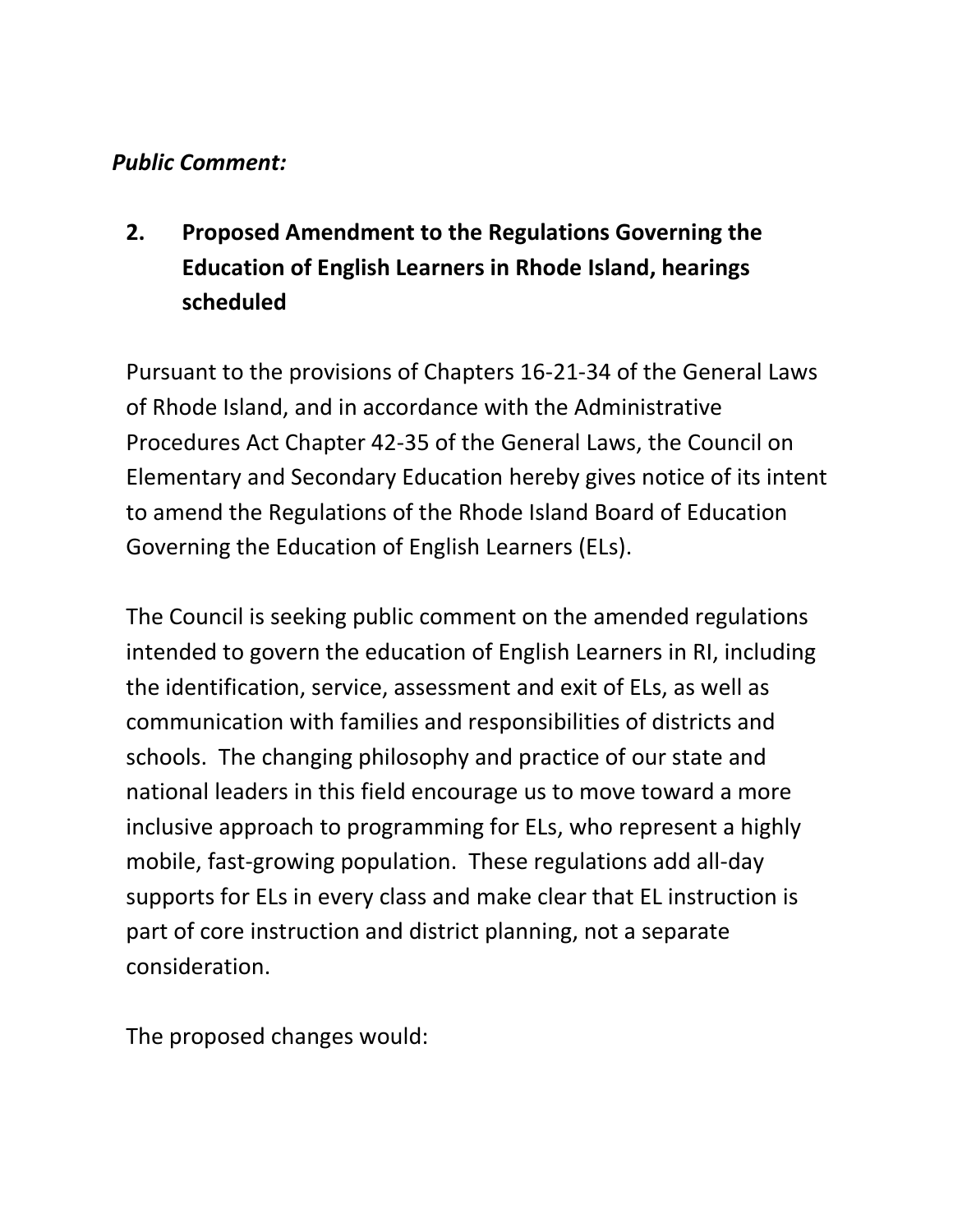***Public Comment:***

## 2. Proposed Amendment to the Regulations Governing the Education of English Learners in Rhode Island, hearings scheduled

Pursuant to the provisions of Chapters 16-21-34 of the General Laws of Rhode Island, and in accordance with the Administrative Procedures Act Chapter 42-35 of the General Laws, the Council on Elementary and Secondary Education hereby gives notice of its intent to amend the Regulations of the Rhode Island Board of Education Governing the Education of English Learners (ELs).

The Council is seeking public comment on the amended regulations intended to govern the education of English Learners in RI, including the identification, service, assessment and exit of ELs, as well as communication with families and responsibilities of districts and schools. The changing philosophy and practice of our state and national leaders in this field encourage us to move toward a more inclusive approach to programming for ELs, who represent a highly mobile, fast-growing population. These regulations add all-day supports for ELs in every class and make clear that EL instruction is part of core instruction and district planning, not a separate consideration.

The proposed changes would: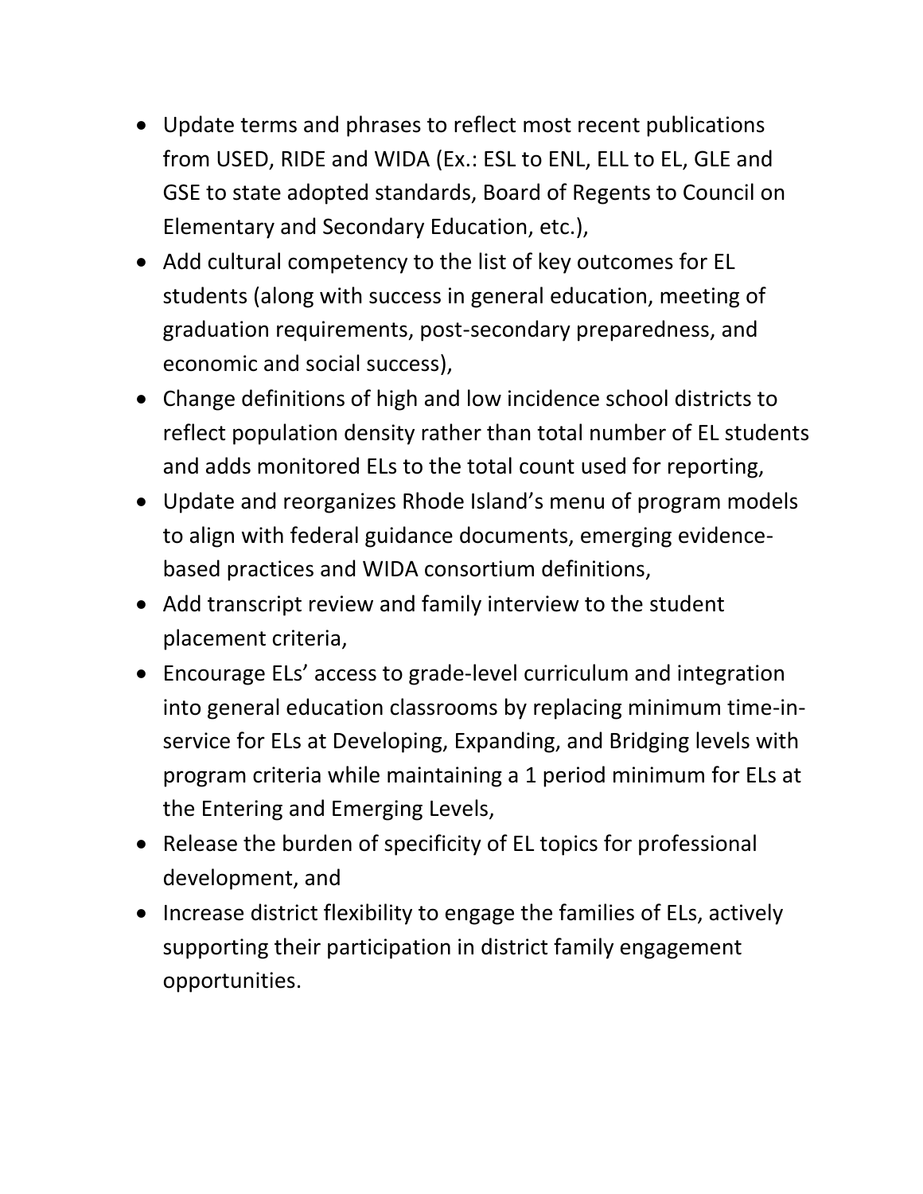- Update terms and phrases to reflect most recent publications from USED, RIDE and WIDA (Ex.: ESL to ENL, ELL to EL, GLE and GSE to state adopted standards, Board of Regents to Council on Elementary and Secondary Education, etc.),
- Add cultural competency to the list of key outcomes for EL students (along with success in general education, meeting of graduation requirements, post-secondary preparedness, and economic and social success),
- Change definitions of high and low incidence school districts to reflect population density rather than total number of EL students and adds monitored ELs to the total count used for reporting,
- Update and reorganizes Rhode Island's menu of program models to align with federal guidance documents, emerging evidence-based practices and WIDA consortium definitions,
- Add transcript review and family interview to the student placement criteria,
- Encourage ELs' access to grade-level curriculum and integration into general education classrooms by replacing minimum time-in-service for ELs at Developing, Expanding, and Bridging levels with program criteria while maintaining a 1 period minimum for ELs at the Entering and Emerging Levels,
- Release the burden of specificity of EL topics for professional development, and
- Increase district flexibility to engage the families of ELs, actively supporting their participation in district family engagement opportunities.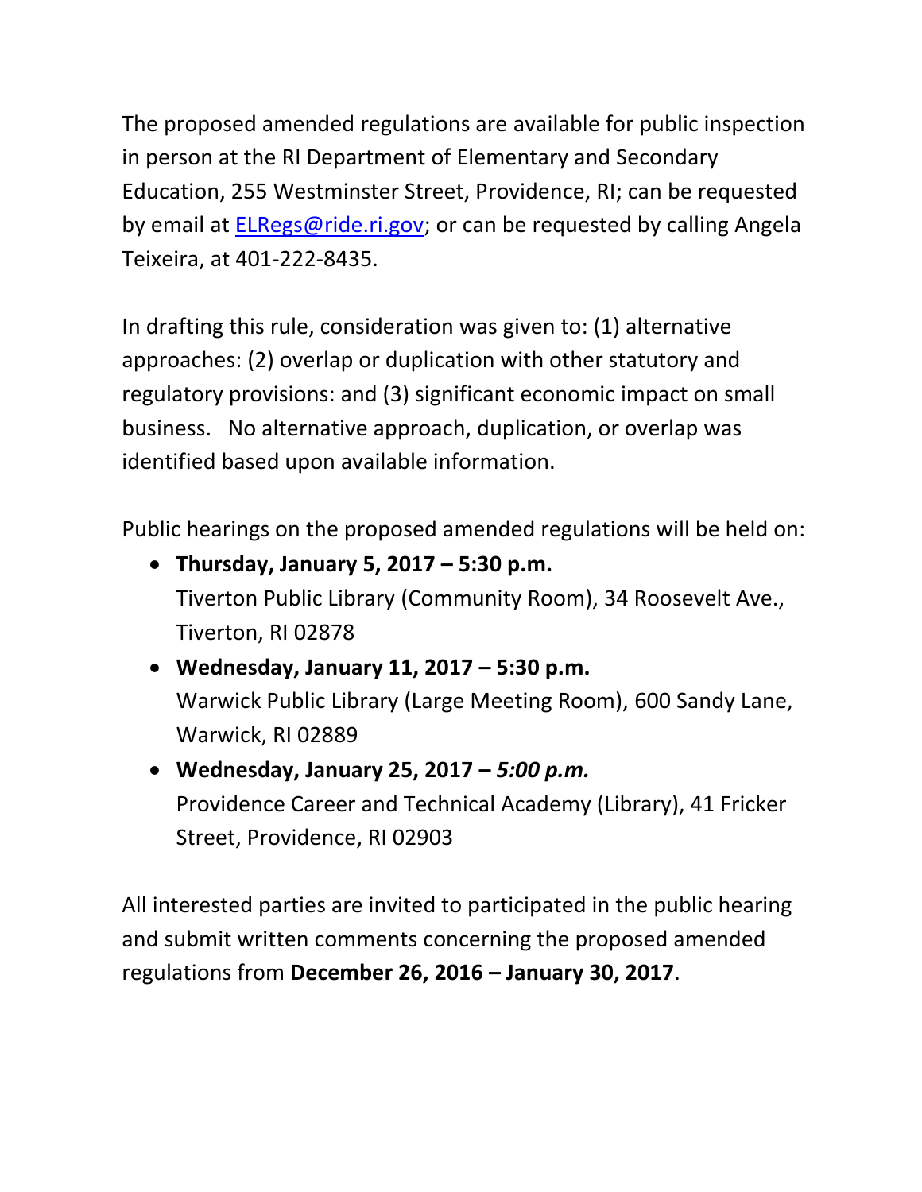The proposed amended regulations are available for public inspection in person at the RI Department of Elementary and Secondary Education, 255 Westminster Street, Providence, RI; can be requested by email at ELRegs@ride.ri.gov; or can be requested by calling Angela Teixeira, at 401-222-8435.

In drafting this rule, consideration was given to: (1) alternative approaches: (2) overlap or duplication with other statutory and regulatory provisions: and (3) significant economic impact on small business. No alternative approach, duplication, or overlap was identified based upon available information.

Public hearings on the proposed amended regulations will be held on:

- **Thursday, January 5, 2017 – 5:30 p.m.**
  Tiverton Public Library (Community Room), 34 Roosevelt Ave., Tiverton, RI 02878
- **Wednesday, January 11, 2017 – 5:30 p.m.**
  Warwick Public Library (Large Meeting Room), 600 Sandy Lane, Warwick, RI 02889
- **Wednesday, January 25, 2017 – *5:00 p.m.***
  Providence Career and Technical Academy (Library), 41 Fricker Street, Providence, RI 02903

All interested parties are invited to participated in the public hearing and submit written comments concerning the proposed amended regulations from **December 26, 2016 – January 30, 2017**.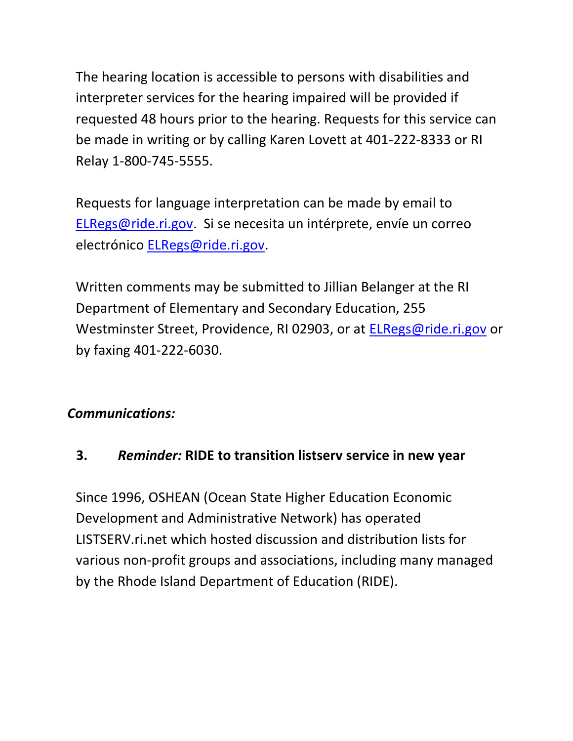The hearing location is accessible to persons with disabilities and interpreter services for the hearing impaired will be provided if requested 48 hours prior to the hearing. Requests for this service can be made in writing or by calling Karen Lovett at 401-222-8333 or RI Relay 1-800-745-5555.

Requests for language interpretation can be made by email to ELRegs@ride.ri.gov. Si se necesita un intérprete, envíe un correo electrónico ELRegs@ride.ri.gov.

Written comments may be submitted to Jillian Belanger at the RI Department of Elementary and Secondary Education, 255 Westminster Street, Providence, RI 02903, or at ELRegs@ride.ri.gov or by faxing 401-222-6030.

***Communications:***

### 3. *Reminder:* RIDE to transition listserv service in new year

Since 1996, OSHEAN (Ocean State Higher Education Economic Development and Administrative Network) has operated LISTSERV.ri.net which hosted discussion and distribution lists for various non-profit groups and associations, including many managed by the Rhode Island Department of Education (RIDE).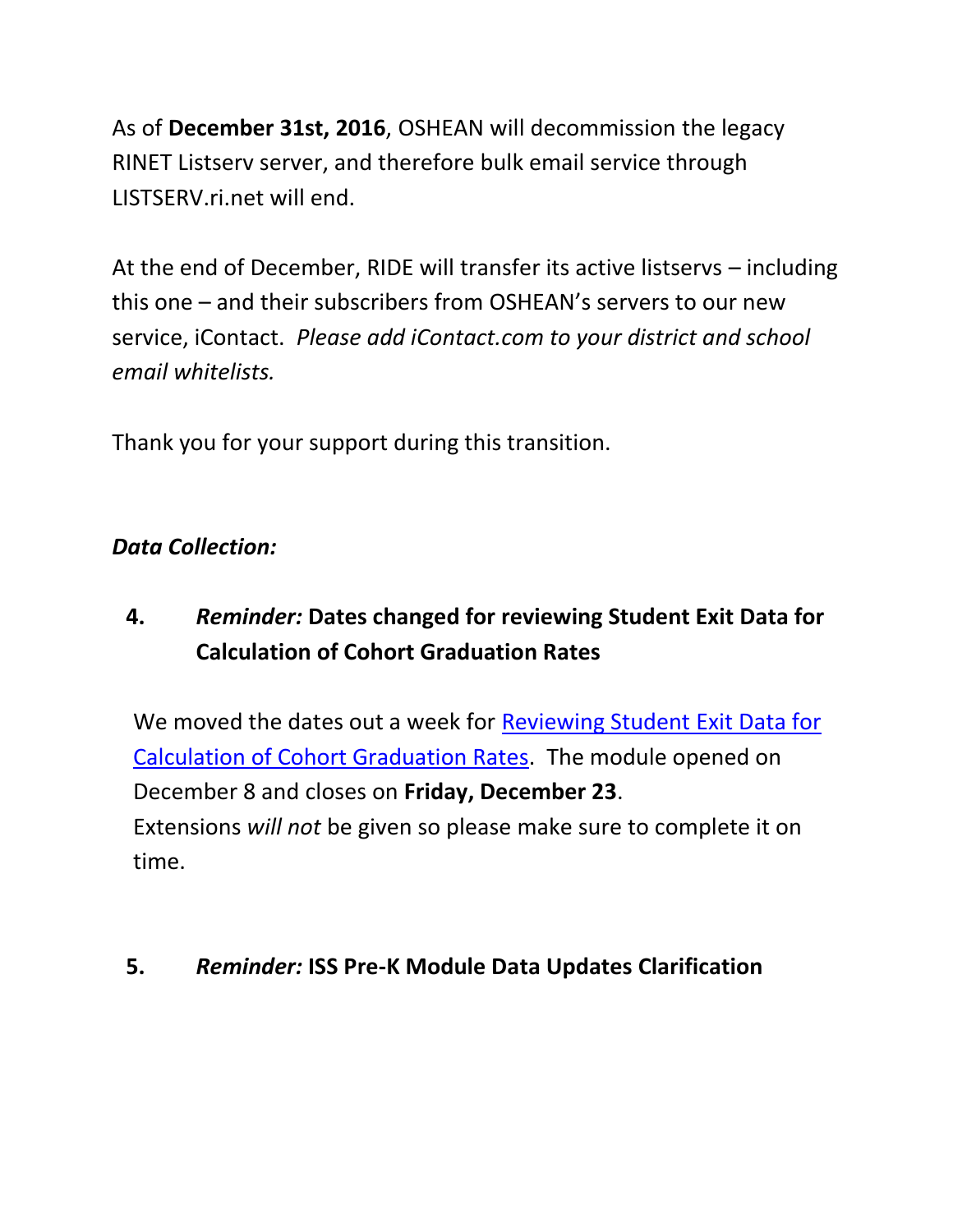As of **December 31st, 2016**, OSHEAN will decommission the legacy RINET Listserv server, and therefore bulk email service through LISTSERV.ri.net will end.

At the end of December, RIDE will transfer its active listservs – including this one – and their subscribers from OSHEAN's servers to our new service, iContact. *Please add iContact.com to your district and school email whitelists.*

Thank you for your support during this transition.

***Data Collection:***

**4. *Reminder:* Dates changed for reviewing Student Exit Data for Calculation of Cohort Graduation Rates**

We moved the dates out a week for Reviewing Student Exit Data for Calculation of Cohort Graduation Rates. The module opened on December 8 and closes on **Friday, December 23**.
Extensions *will not* be given so please make sure to complete it on time.

**5. *Reminder:* ISS Pre-K Module Data Updates Clarification**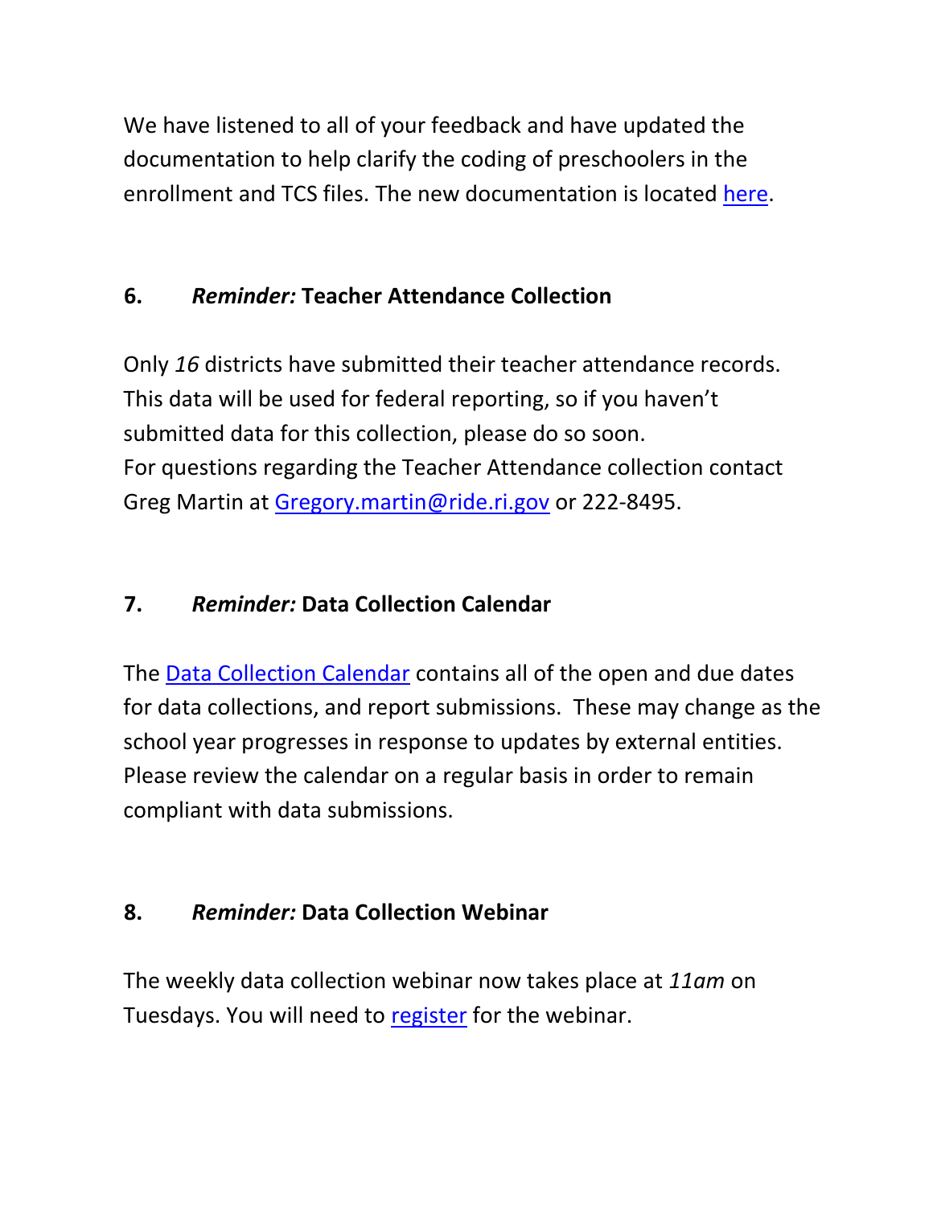We have listened to all of your feedback and have updated the documentation to help clarify the coding of preschoolers in the enrollment and TCS files. The new documentation is located here.

### 6. *Reminder:* Teacher Attendance Collection

Only *16* districts have submitted their teacher attendance records. This data will be used for federal reporting, so if you haven't submitted data for this collection, please do so soon.
For questions regarding the Teacher Attendance collection contact Greg Martin at Gregory.martin@ride.ri.gov or 222-8495.

### 7. *Reminder:* Data Collection Calendar

The Data Collection Calendar contains all of the open and due dates for data collections, and report submissions. These may change as the school year progresses in response to updates by external entities. Please review the calendar on a regular basis in order to remain compliant with data submissions.

### 8. *Reminder:* Data Collection Webinar

The weekly data collection webinar now takes place at *11am* on Tuesdays. You will need to register for the webinar.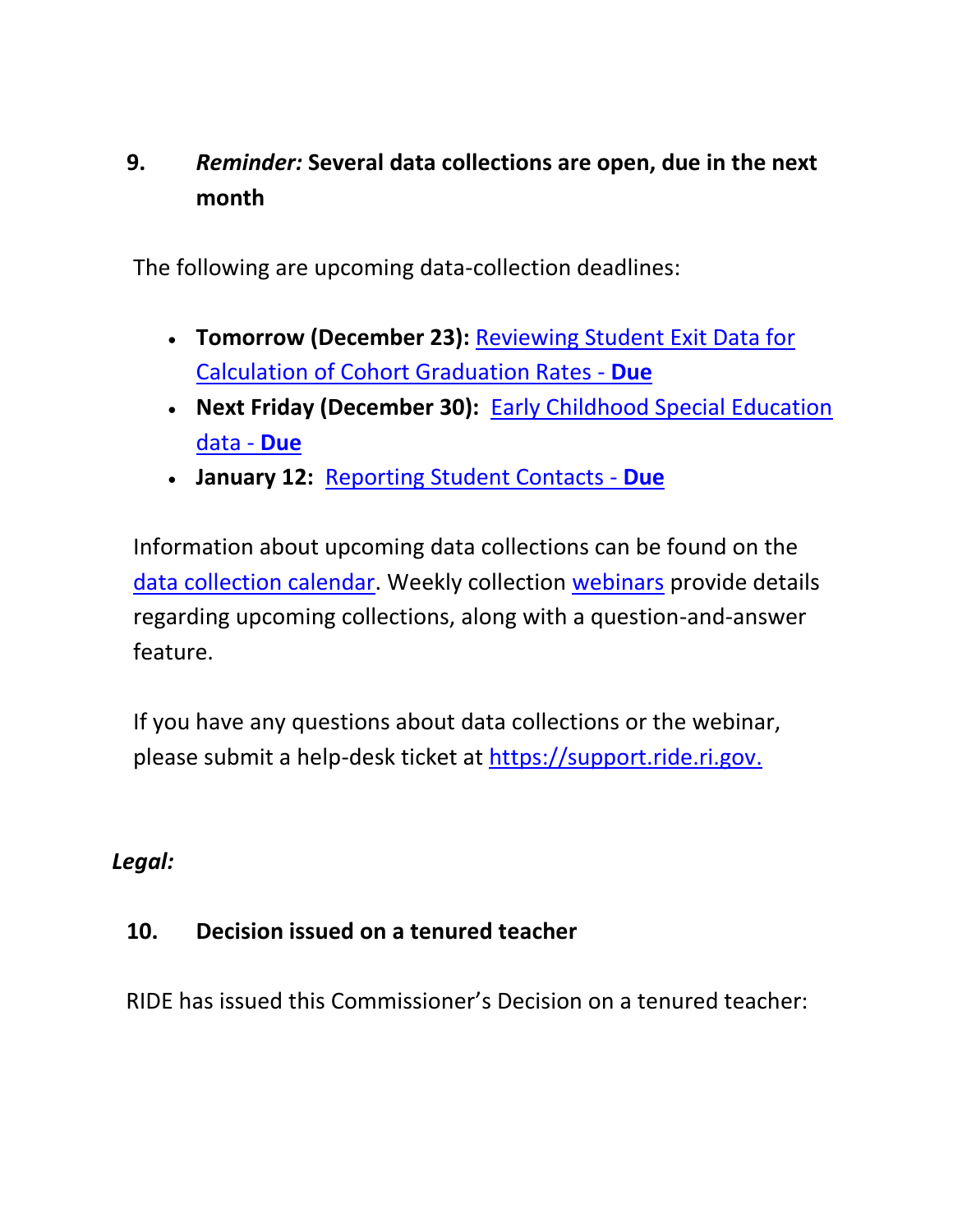**9. *Reminder:* Several data collections are open, due in the next month**

The following are upcoming data-collection deadlines:

- **Tomorrow (December 23):** Reviewing Student Exit Data for Calculation of Cohort Graduation Rates - **Due**
- **Next Friday (December 30):** Early Childhood Special Education data - **Due**
- **January 12:** Reporting Student Contacts - **Due**

Information about upcoming data collections can be found on the data collection calendar. Weekly collection webinars provide details regarding upcoming collections, along with a question-and-answer feature.

If you have any questions about data collections or the webinar, please submit a help-desk ticket at https://support.ride.ri.gov.

***Legal:***

**10. Decision issued on a tenured teacher**

RIDE has issued this Commissioner's Decision on a tenured teacher: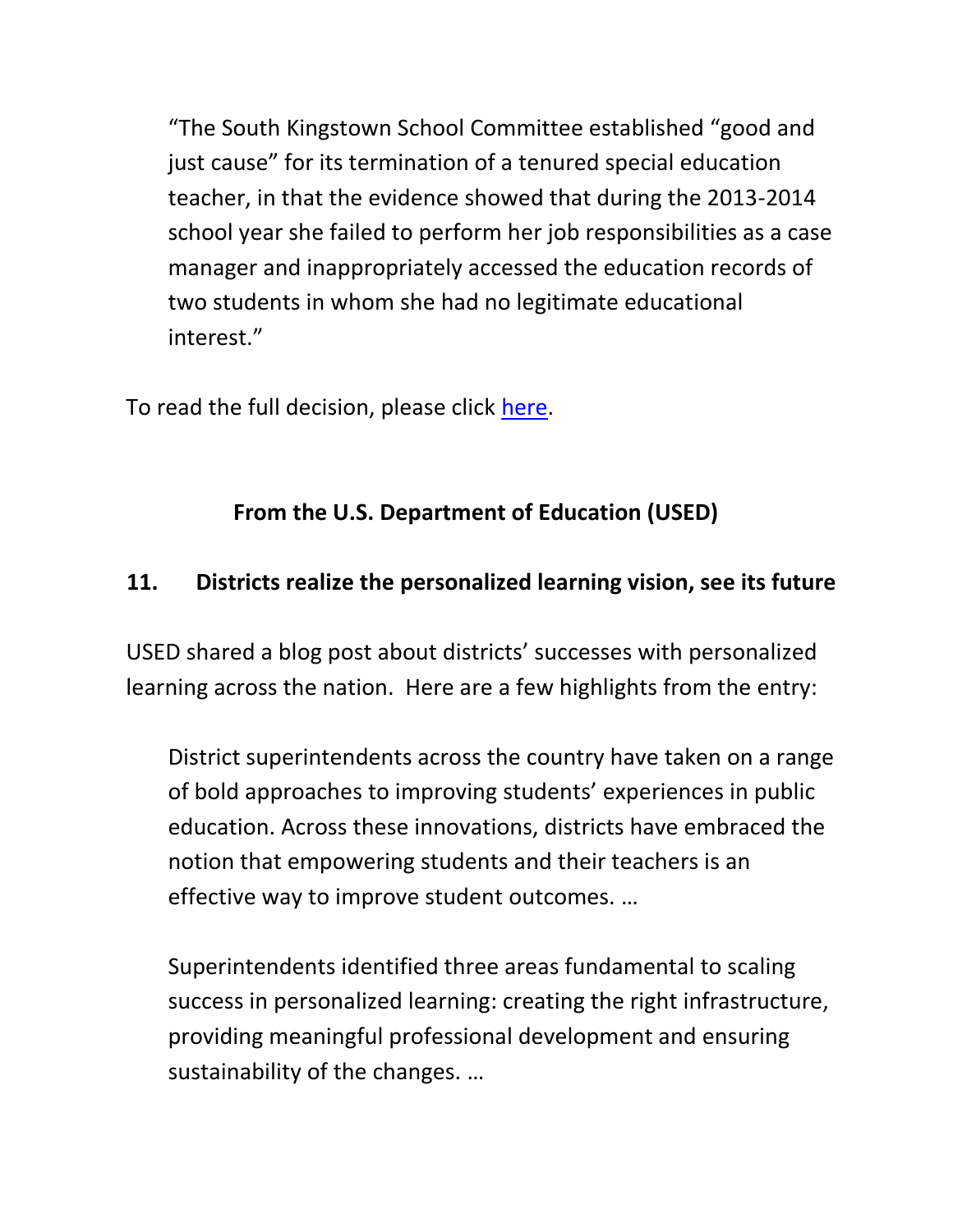> "The South Kingstown School Committee established "good and just cause" for its termination of a tenured special education teacher, in that the evidence showed that during the 2013-2014 school year she failed to perform her job responsibilities as a case manager and inappropriately accessed the education records of two students in whom she had no legitimate educational interest."

To read the full decision, please click [here](#).

## From the U.S. Department of Education (USED)

### 11. Districts realize the personalized learning vision, see its future

USED shared a blog post about districts' successes with personalized learning across the nation. Here are a few highlights from the entry:

> District superintendents across the country have taken on a range of bold approaches to improving students' experiences in public education. Across these innovations, districts have embraced the notion that empowering students and their teachers is an effective way to improve student outcomes. …
>
> Superintendents identified three areas fundamental to scaling success in personalized learning: creating the right infrastructure, providing meaningful professional development and ensuring sustainability of the changes. …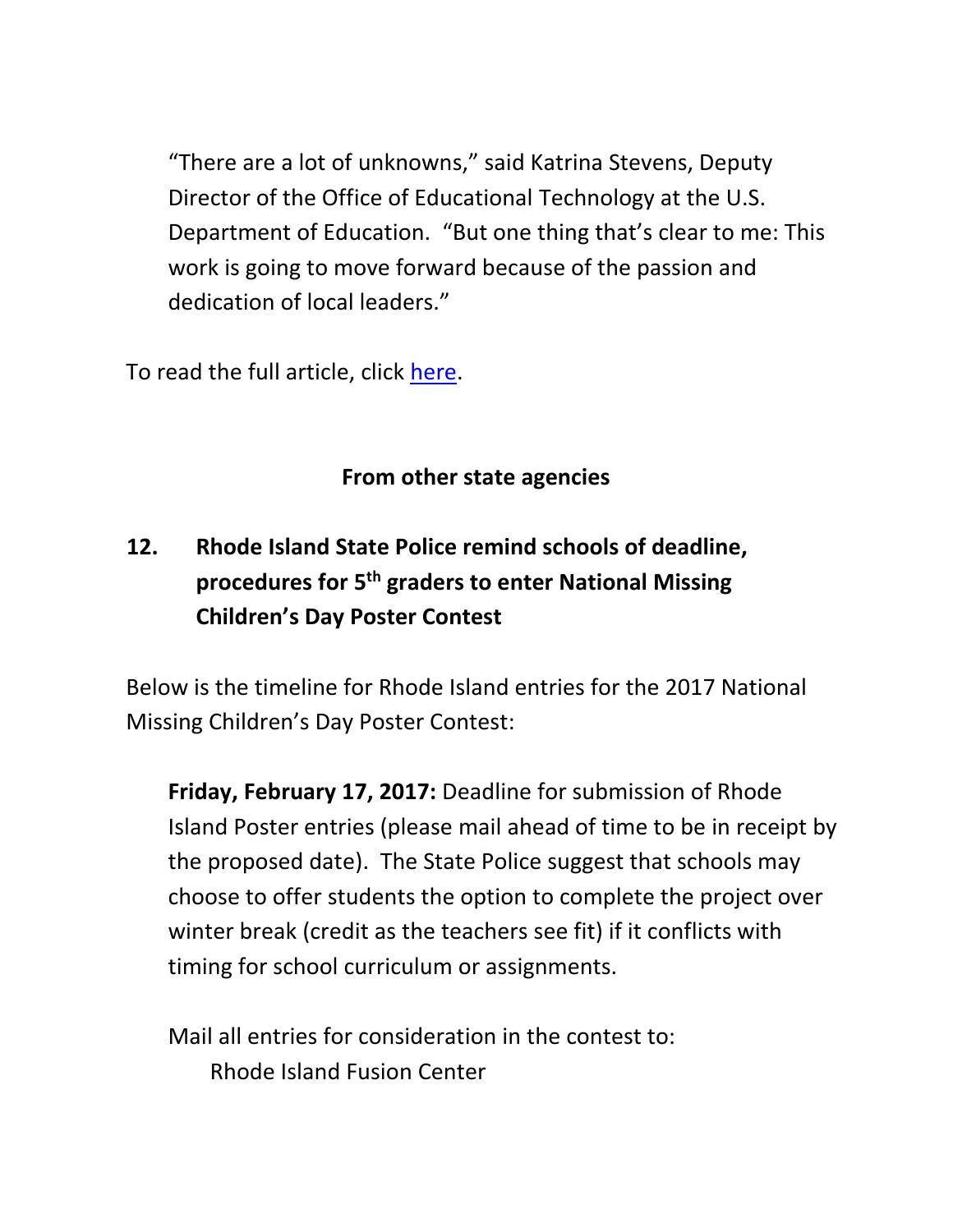"There are a lot of unknowns," said Katrina Stevens, Deputy Director of the Office of Educational Technology at the U.S. Department of Education. "But one thing that's clear to me: This work is going to move forward because of the passion and dedication of local leaders."

To read the full article, click here.

**From other state agencies**

**12. Rhode Island State Police remind schools of deadline, procedures for 5th graders to enter National Missing Children's Day Poster Contest**

Below is the timeline for Rhode Island entries for the 2017 National Missing Children's Day Poster Contest:

**Friday, February 17, 2017:** Deadline for submission of Rhode Island Poster entries (please mail ahead of time to be in receipt by the proposed date). The State Police suggest that schools may choose to offer students the option to complete the project over winter break (credit as the teachers see fit) if it conflicts with timing for school curriculum or assignments.

Mail all entries for consideration in the contest to:
Rhode Island Fusion Center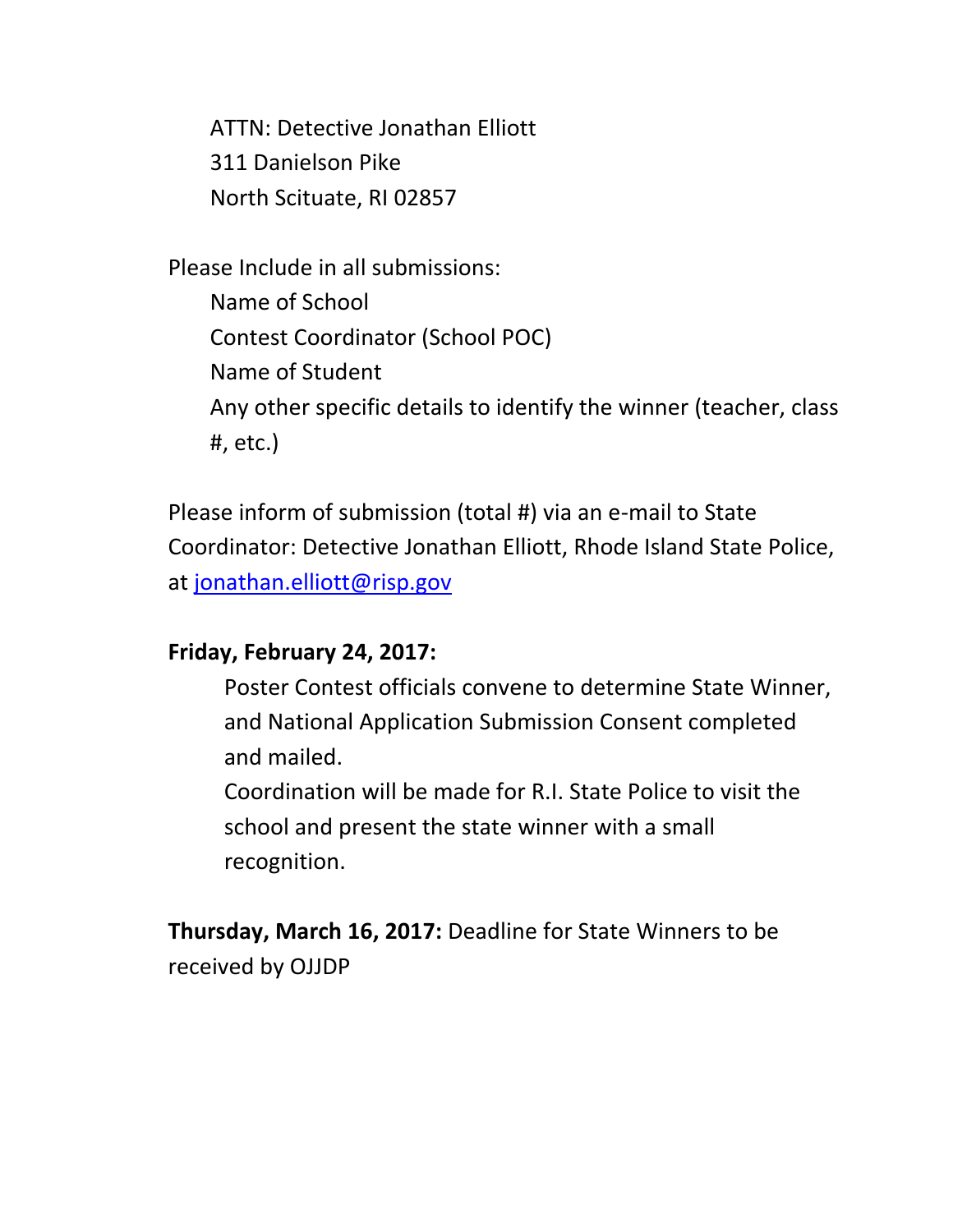ATTN: Detective Jonathan Elliott
311 Danielson Pike
North Scituate, RI 02857

Please Include in all submissions:

Name of School
Contest Coordinator (School POC)
Name of Student
Any other specific details to identify the winner (teacher, class #, etc.)

Please inform of submission (total #) via an e-mail to State Coordinator: Detective Jonathan Elliott, Rhode Island State Police, at jonathan.elliott@risp.gov

**Friday, February 24, 2017:**

Poster Contest officials convene to determine State Winner, and National Application Submission Consent completed and mailed.

Coordination will be made for R.I. State Police to visit the school and present the state winner with a small recognition.

**Thursday, March 16, 2017:** Deadline for State Winners to be received by OJJDP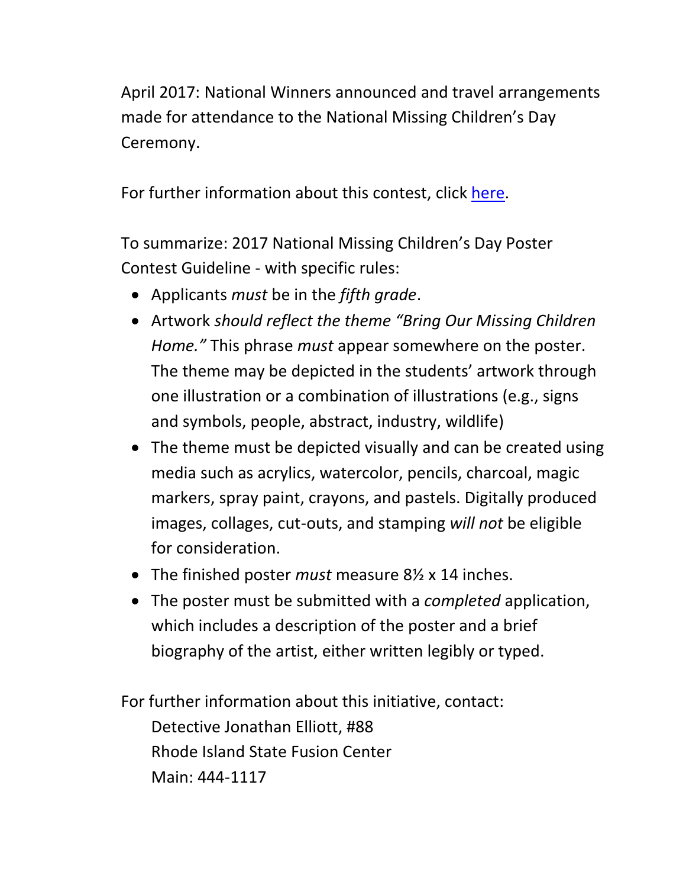April 2017: National Winners announced and travel arrangements made for attendance to the National Missing Children's Day Ceremony.

For further information about this contest, click here.

To summarize: 2017 National Missing Children's Day Poster Contest Guideline - with specific rules:

- Applicants *must* be in the *fifth grade*.
- Artwork *should reflect the theme "Bring Our Missing Children Home."* This phrase *must* appear somewhere on the poster. The theme may be depicted in the students' artwork through one illustration or a combination of illustrations (e.g., signs and symbols, people, abstract, industry, wildlife)
- The theme must be depicted visually and can be created using media such as acrylics, watercolor, pencils, charcoal, magic markers, spray paint, crayons, and pastels. Digitally produced images, collages, cut-outs, and stamping *will not* be eligible for consideration.
- The finished poster *must* measure 8½ x 14 inches.
- The poster must be submitted with a *completed* application, which includes a description of the poster and a brief biography of the artist, either written legibly or typed.

For further information about this initiative, contact:

Detective Jonathan Elliott, #88
Rhode Island State Fusion Center
Main: 444-1117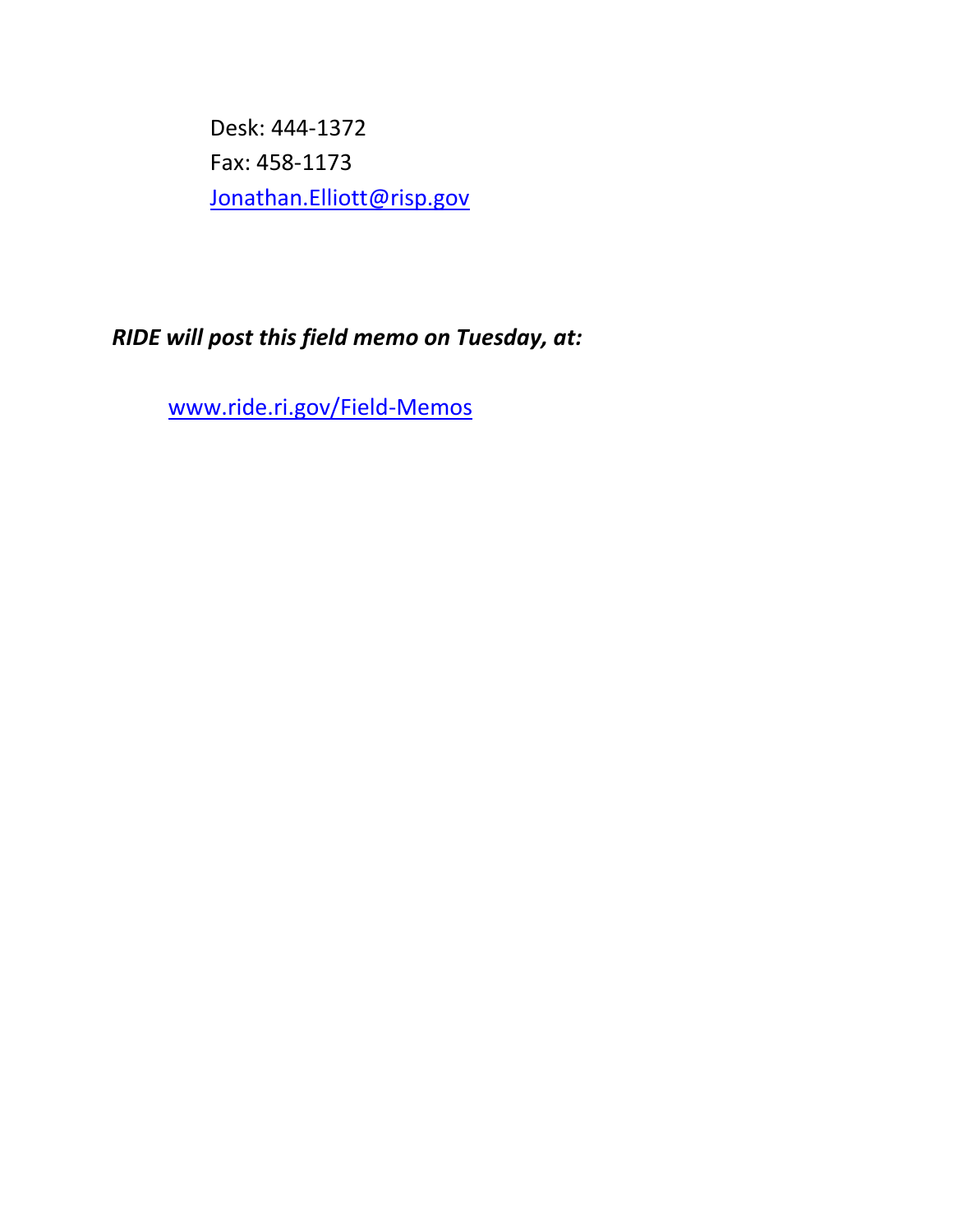Desk: 444-1372

Fax: 458-1173

Jonathan.Elliott@risp.gov

***RIDE will post this field memo on Tuesday, at:***

www.ride.ri.gov/Field-Memos